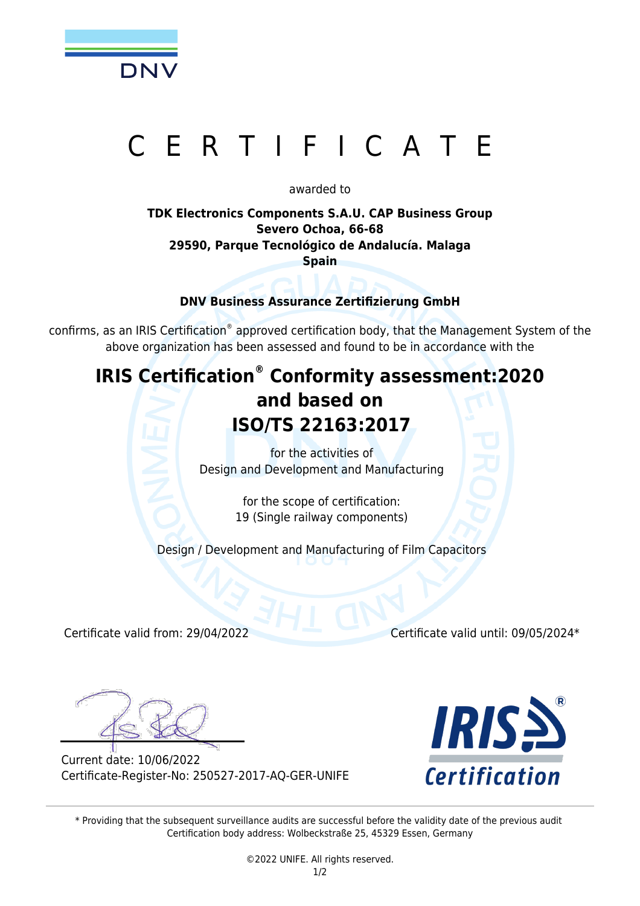# CERTIFICATE

awarded to

**TDK Electronics Components S.A.U. CAP Business Group**
**Severo Ochoa, 66-68**
**29590, Parque Tecnológico de Andalucía. Malaga**
**Spain**

**DNV Business Assurance Zertifizierung GmbH**

confirms, as an IRIS Certification® approved certification body, that the Management System of the above organization has been assessed and found to be in accordance with the

## IRIS Certification® Conformity assessment:2020 and based on ISO/TS 22163:2017

for the activities of
Design and Development and Manufacturing

for the scope of certification:
19 (Single railway components)

Design / Development and Manufacturing of Film Capacitors

Certificate valid from: 29/04/2022

Certificate valid until: 09/05/2024*

Current date: 10/06/2022
Certificate-Register-No: 250527-2017-AQ-GER-UNIFE

IRIS Certification®

\* Providing that the subsequent surveillance audits are successful before the validity date of the previous audit
Certification body address: Wolbeckstraße 25, 45329 Essen, Germany

©2022 UNIFE. All rights reserved.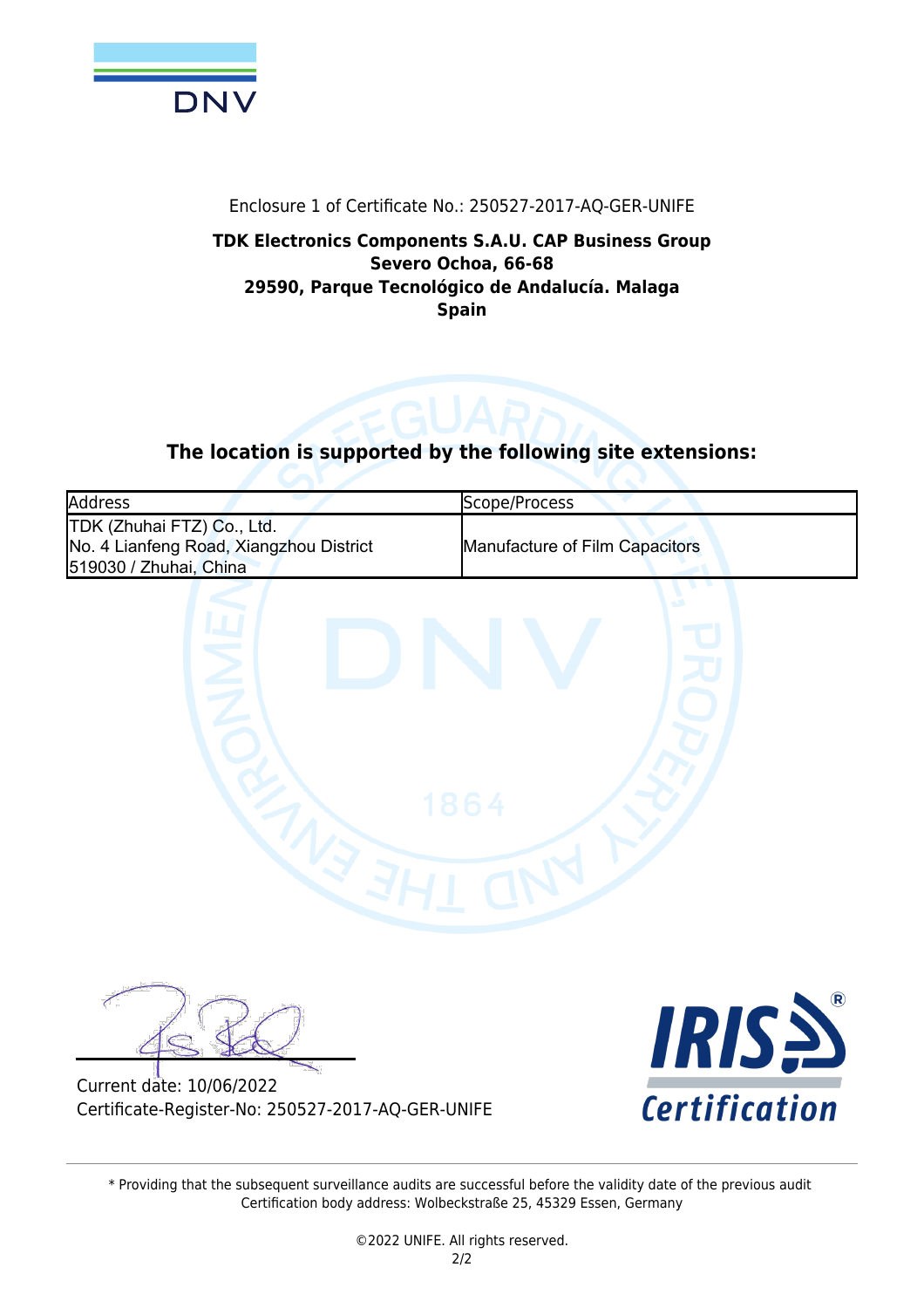Enclosure 1 of Certificate No.: 250527-2017-AQ-GER-UNIFE

**TDK Electronics Components S.A.U. CAP Business Group**
**Severo Ochoa, 66-68**
**29590, Parque Tecnológico de Andalucía. Malaga**
**Spain**

## The location is supported by the following site extensions:

| Address | Scope/Process |
|---|---|
| TDK (Zhuhai FTZ) Co., Ltd.<br>No. 4 Lianfeng Road, Xiangzhou District<br>519030 / Zhuhai, China | Manufacture of Film Capacitors |

Current date: 10/06/2022
Certificate-Register-No: 250527-2017-AQ-GER-UNIFE

\* Providing that the subsequent surveillance audits are successful before the validity date of the previous audit
Certification body address: Wolbeckstraße 25, 45329 Essen, Germany

©2022 UNIFE. All rights reserved.